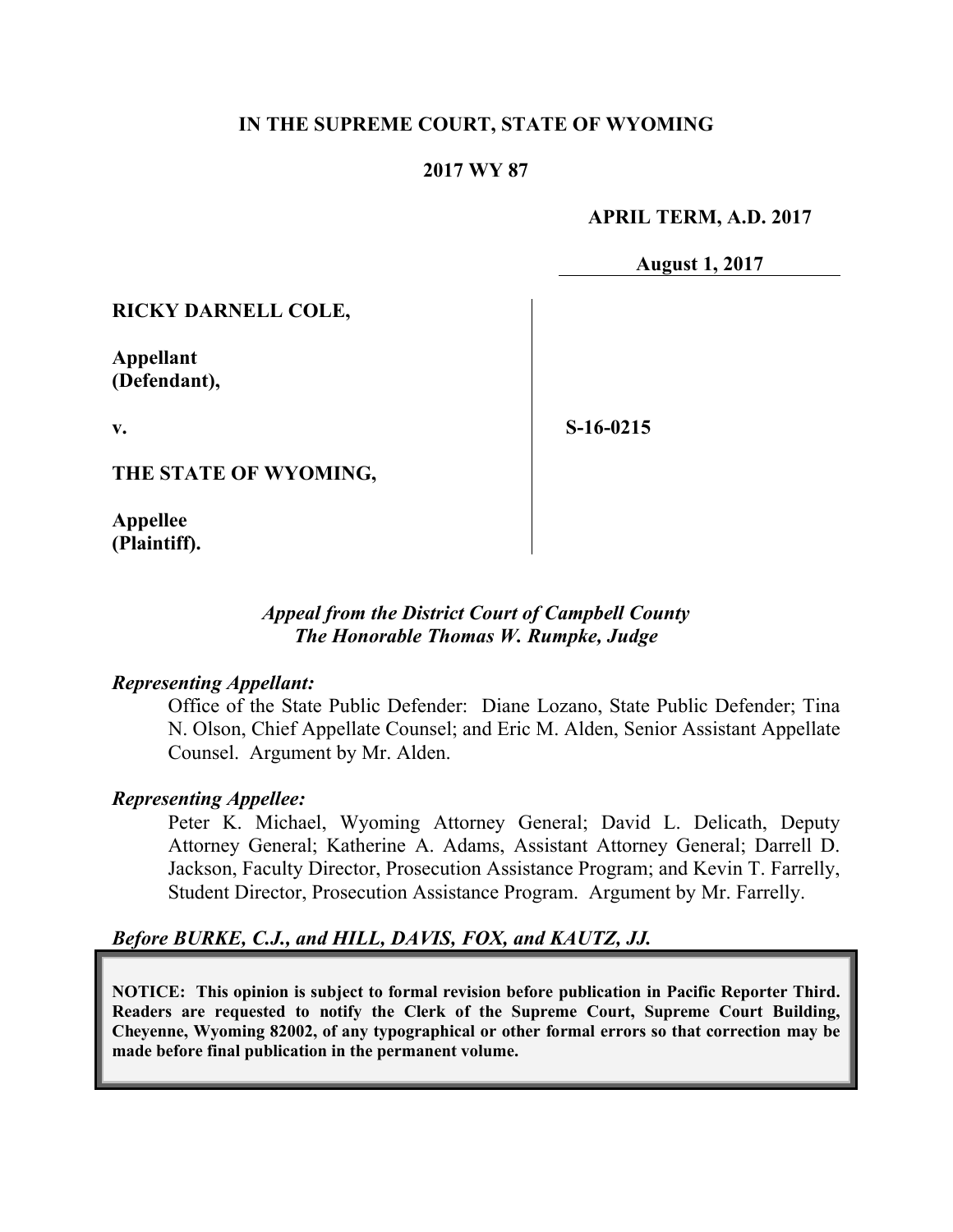**IN THE SUPREME COURT, STATE OF WYOMING**

**2017 WY 87**

**APRIL TERM, A.D. 2017**

**August 1, 2017**

**RICKY DARNELL COLE,**

**Appellant (Defendant),**

**v.**

**S-16-0215**

**THE STATE OF WYOMING,**

**Appellee (Plaintiff).**

*Appeal from the District Court of Campbell County*
*The Honorable Thomas W. Rumpke, Judge*

***Representing Appellant:***

Office of the State Public Defender: Diane Lozano, State Public Defender; Tina N. Olson, Chief Appellate Counsel; and Eric M. Alden, Senior Assistant Appellate Counsel. Argument by Mr. Alden.

***Representing Appellee:***

Peter K. Michael, Wyoming Attorney General; David L. Delicath, Deputy Attorney General; Katherine A. Adams, Assistant Attorney General; Darrell D. Jackson, Faculty Director, Prosecution Assistance Program; and Kevin T. Farrelly, Student Director, Prosecution Assistance Program. Argument by Mr. Farrelly.

***Before BURKE, C.J., and HILL, DAVIS, FOX, and KAUTZ, JJ.***

**NOTICE: This opinion is subject to formal revision before publication in Pacific Reporter Third. Readers are requested to notify the Clerk of the Supreme Court, Supreme Court Building, Cheyenne, Wyoming 82002, of any typographical or other formal errors so that correction may be made before final publication in the permanent volume.**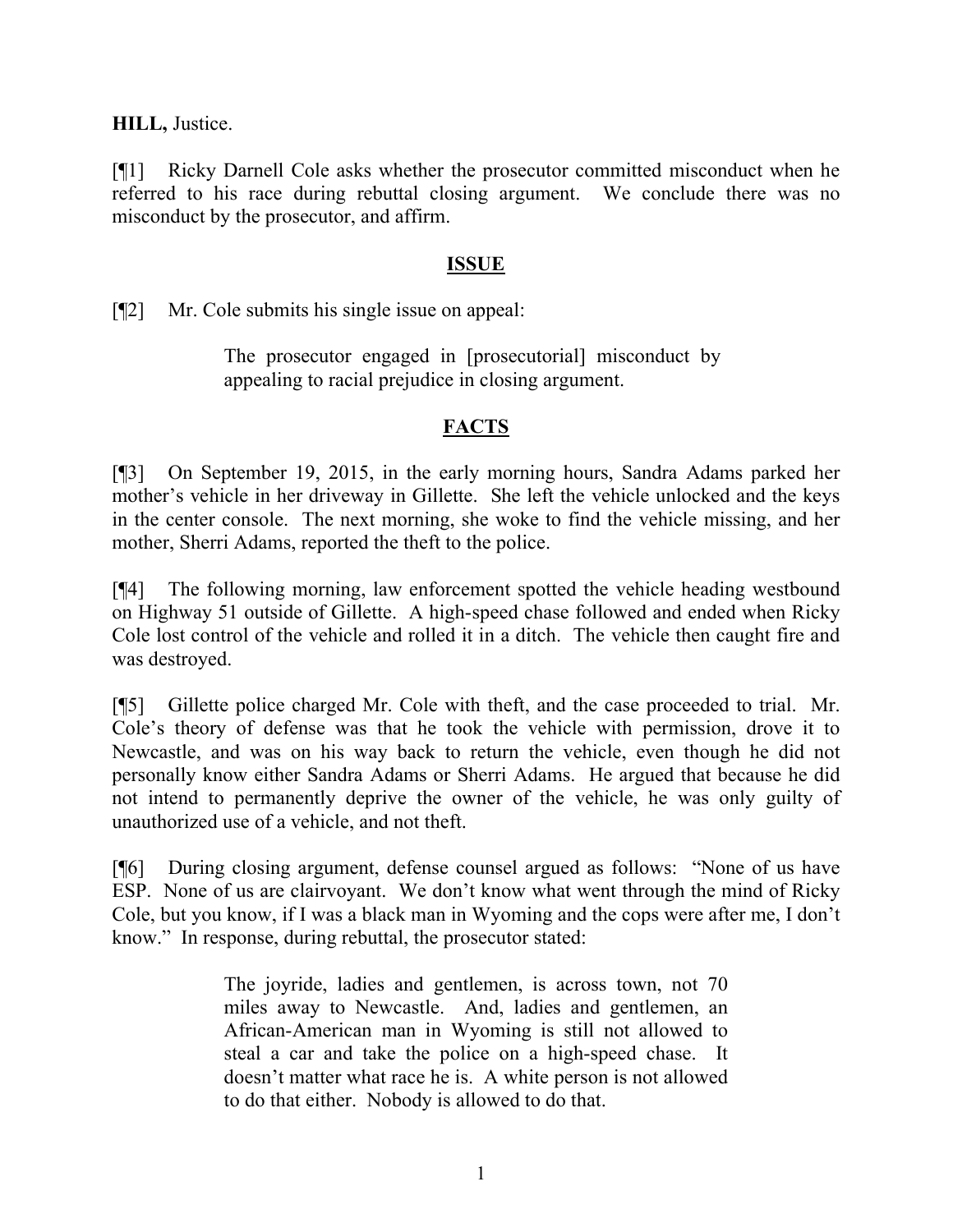**HILL,** Justice.

[¶1] Ricky Darnell Cole asks whether the prosecutor committed misconduct when he referred to his race during rebuttal closing argument. We conclude there was no misconduct by the prosecutor, and affirm.

## ISSUE

[¶2] Mr. Cole submits his single issue on appeal:

> The prosecutor engaged in [prosecutorial] misconduct by appealing to racial prejudice in closing argument.

## FACTS

[¶3] On September 19, 2015, in the early morning hours, Sandra Adams parked her mother's vehicle in her driveway in Gillette. She left the vehicle unlocked and the keys in the center console. The next morning, she woke to find the vehicle missing, and her mother, Sherri Adams, reported the theft to the police.

[¶4] The following morning, law enforcement spotted the vehicle heading westbound on Highway 51 outside of Gillette. A high-speed chase followed and ended when Ricky Cole lost control of the vehicle and rolled it in a ditch. The vehicle then caught fire and was destroyed.

[¶5] Gillette police charged Mr. Cole with theft, and the case proceeded to trial. Mr. Cole's theory of defense was that he took the vehicle with permission, drove it to Newcastle, and was on his way back to return the vehicle, even though he did not personally know either Sandra Adams or Sherri Adams. He argued that because he did not intend to permanently deprive the owner of the vehicle, he was only guilty of unauthorized use of a vehicle, and not theft.

[¶6] During closing argument, defense counsel argued as follows: "None of us have ESP. None of us are clairvoyant. We don't know what went through the mind of Ricky Cole, but you know, if I was a black man in Wyoming and the cops were after me, I don't know." In response, during rebuttal, the prosecutor stated:

> The joyride, ladies and gentlemen, is across town, not 70 miles away to Newcastle. And, ladies and gentlemen, an African-American man in Wyoming is still not allowed to steal a car and take the police on a high-speed chase. It doesn't matter what race he is. A white person is not allowed to do that either. Nobody is allowed to do that.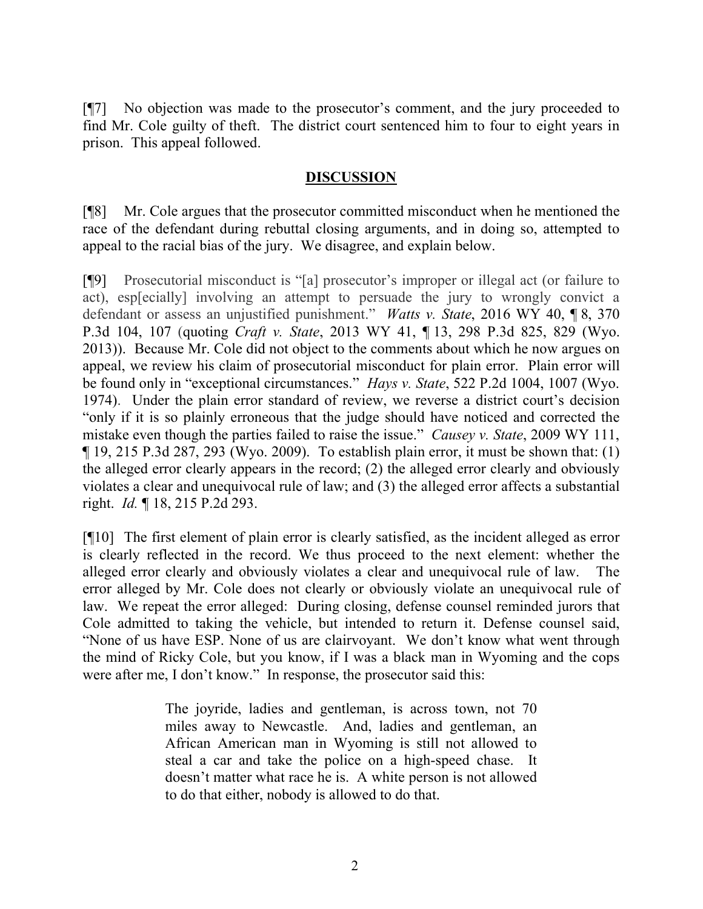[¶7] No objection was made to the prosecutor's comment, and the jury proceeded to find Mr. Cole guilty of theft. The district court sentenced him to four to eight years in prison. This appeal followed.

## **DISCUSSION**

[¶8] Mr. Cole argues that the prosecutor committed misconduct when he mentioned the race of the defendant during rebuttal closing arguments, and in doing so, attempted to appeal to the racial bias of the jury. We disagree, and explain below.

[¶9] Prosecutorial misconduct is "[a] prosecutor's improper or illegal act (or failure to act), esp[ecially] involving an attempt to persuade the jury to wrongly convict a defendant or assess an unjustified punishment." *Watts v. State*, 2016 WY 40, ¶ 8, 370 P.3d 104, 107 (quoting *Craft v. State*, 2013 WY 41, ¶ 13, 298 P.3d 825, 829 (Wyo. 2013)). Because Mr. Cole did not object to the comments about which he now argues on appeal, we review his claim of prosecutorial misconduct for plain error. Plain error will be found only in "exceptional circumstances." *Hays v. State*, 522 P.2d 1004, 1007 (Wyo. 1974). Under the plain error standard of review, we reverse a district court's decision "only if it is so plainly erroneous that the judge should have noticed and corrected the mistake even though the parties failed to raise the issue." *Causey v. State*, 2009 WY 111, ¶ 19, 215 P.3d 287, 293 (Wyo. 2009). To establish plain error, it must be shown that: (1) the alleged error clearly appears in the record; (2) the alleged error clearly and obviously violates a clear and unequivocal rule of law; and (3) the alleged error affects a substantial right. *Id.* ¶ 18, 215 P.2d 293.

[¶10] The first element of plain error is clearly satisfied, as the incident alleged as error is clearly reflected in the record. We thus proceed to the next element: whether the alleged error clearly and obviously violates a clear and unequivocal rule of law. The error alleged by Mr. Cole does not clearly or obviously violate an unequivocal rule of law. We repeat the error alleged: During closing, defense counsel reminded jurors that Cole admitted to taking the vehicle, but intended to return it. Defense counsel said, "None of us have ESP. None of us are clairvoyant. We don't know what went through the mind of Ricky Cole, but you know, if I was a black man in Wyoming and the cops were after me, I don't know." In response, the prosecutor said this:

> The joyride, ladies and gentleman, is across town, not 70 miles away to Newcastle. And, ladies and gentleman, an African American man in Wyoming is still not allowed to steal a car and take the police on a high-speed chase. It doesn't matter what race he is. A white person is not allowed to do that either, nobody is allowed to do that.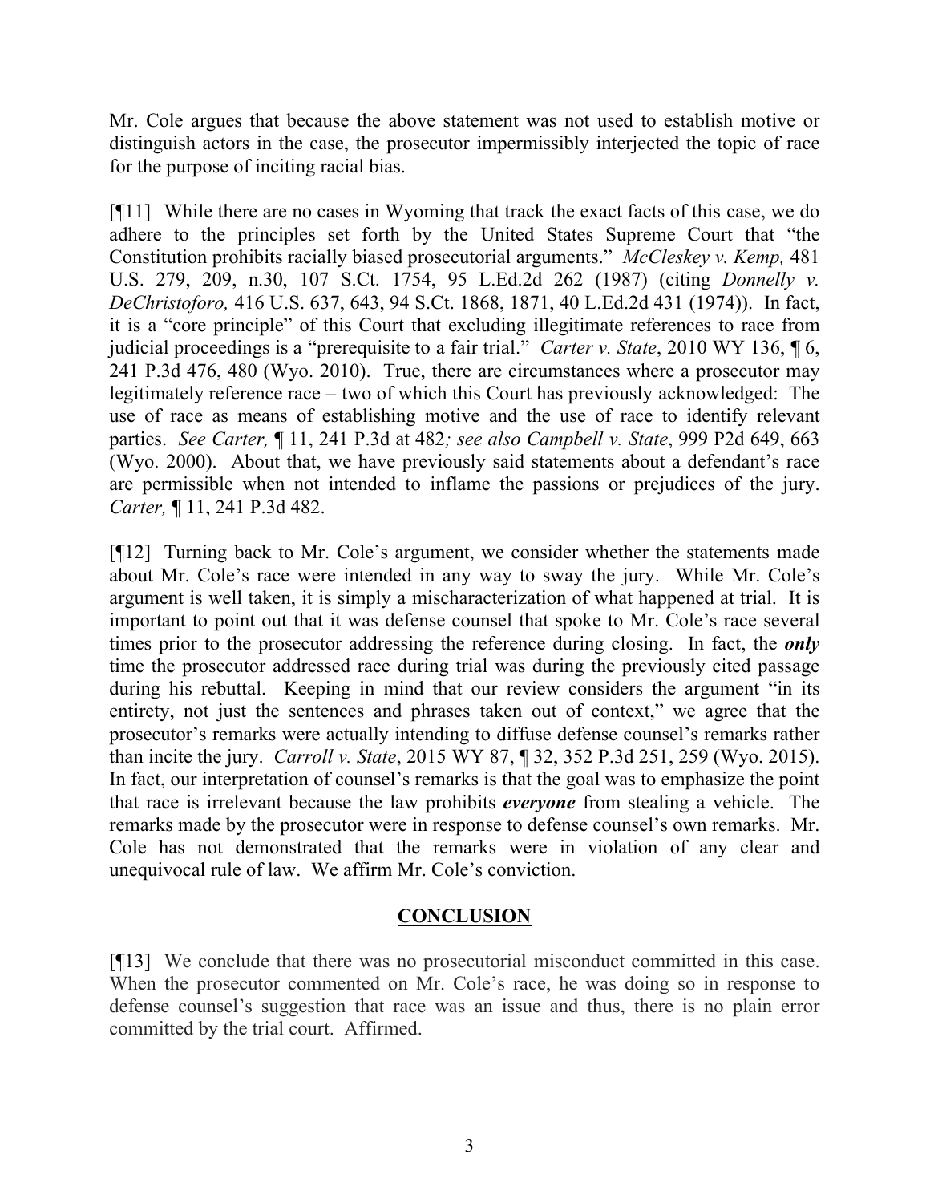Mr. Cole argues that because the above statement was not used to establish motive or distinguish actors in the case, the prosecutor impermissibly interjected the topic of race for the purpose of inciting racial bias.

[¶11] While there are no cases in Wyoming that track the exact facts of this case, we do adhere to the principles set forth by the United States Supreme Court that "the Constitution prohibits racially biased prosecutorial arguments." *McCleskey v. Kemp,* 481 U.S. 279, 209, n.30, 107 S.Ct. 1754, 95 L.Ed.2d 262 (1987) (citing *Donnelly v. DeChristoforo,* 416 U.S. 637, 643, 94 S.Ct. 1868, 1871, 40 L.Ed.2d 431 (1974)). In fact, it is a "core principle" of this Court that excluding illegitimate references to race from judicial proceedings is a "prerequisite to a fair trial." *Carter v. State*, 2010 WY 136, ¶ 6, 241 P.3d 476, 480 (Wyo. 2010). True, there are circumstances where a prosecutor may legitimately reference race – two of which this Court has previously acknowledged: The use of race as means of establishing motive and the use of race to identify relevant parties. *See Carter,* ¶ 11, 241 P.3d at 482*; see also Campbell v. State*, 999 P2d 649, 663 (Wyo. 2000). About that, we have previously said statements about a defendant's race are permissible when not intended to inflame the passions or prejudices of the jury. *Carter,* ¶ 11, 241 P.3d 482.

[¶12] Turning back to Mr. Cole's argument, we consider whether the statements made about Mr. Cole's race were intended in any way to sway the jury. While Mr. Cole's argument is well taken, it is simply a mischaracterization of what happened at trial. It is important to point out that it was defense counsel that spoke to Mr. Cole's race several times prior to the prosecutor addressing the reference during closing. In fact, the ***only*** time the prosecutor addressed race during trial was during the previously cited passage during his rebuttal. Keeping in mind that our review considers the argument "in its entirety, not just the sentences and phrases taken out of context," we agree that the prosecutor's remarks were actually intending to diffuse defense counsel's remarks rather than incite the jury. *Carroll v. State*, 2015 WY 87, ¶ 32, 352 P.3d 251, 259 (Wyo. 2015). In fact, our interpretation of counsel's remarks is that the goal was to emphasize the point that race is irrelevant because the law prohibits ***everyone*** from stealing a vehicle. The remarks made by the prosecutor were in response to defense counsel's own remarks. Mr. Cole has not demonstrated that the remarks were in violation of any clear and unequivocal rule of law. We affirm Mr. Cole's conviction.

## CONCLUSION

[¶13] We conclude that there was no prosecutorial misconduct committed in this case. When the prosecutor commented on Mr. Cole's race, he was doing so in response to defense counsel's suggestion that race was an issue and thus, there is no plain error committed by the trial court. Affirmed.